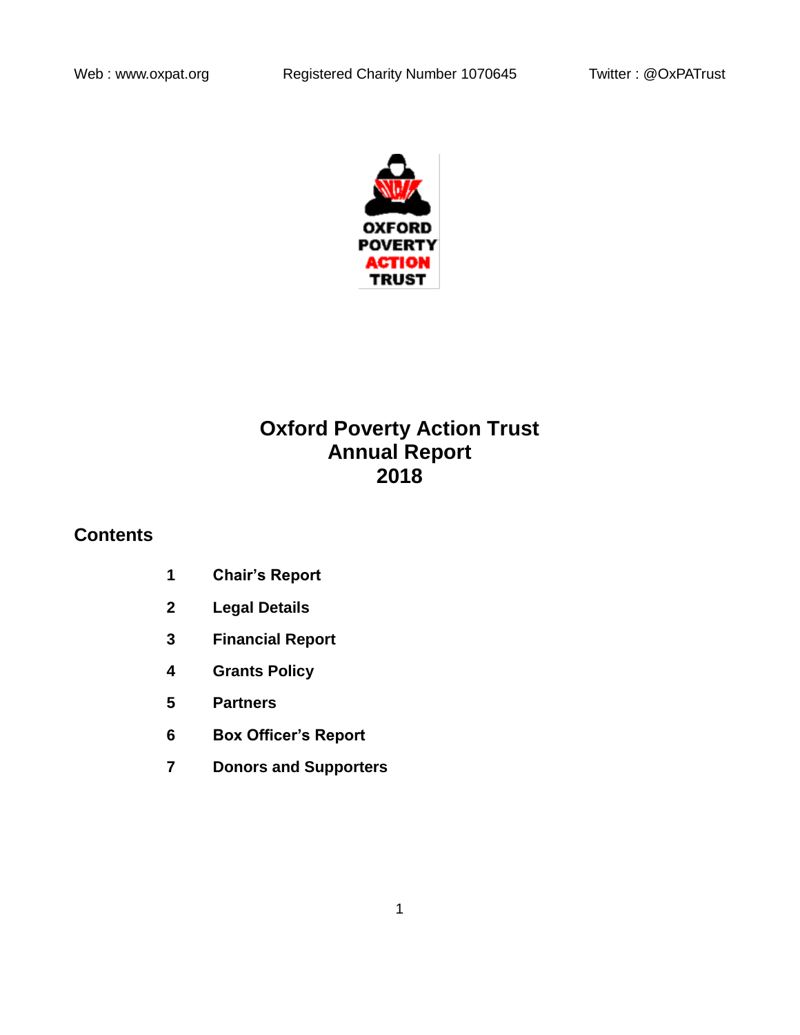Web : www.oxpat.org Registered Charity Number 1070645 Twitter : @OxPATrust

OXFORD POVERTY ACTION TRUST

# Oxford Poverty Action Trust Annual Report 2018

## Contents

1. **Chair's Report**
2. **Legal Details**
3. **Financial Report**
4. **Grants Policy**
5. **Partners**
6. **Box Officer's Report**
7. **Donors and Supporters**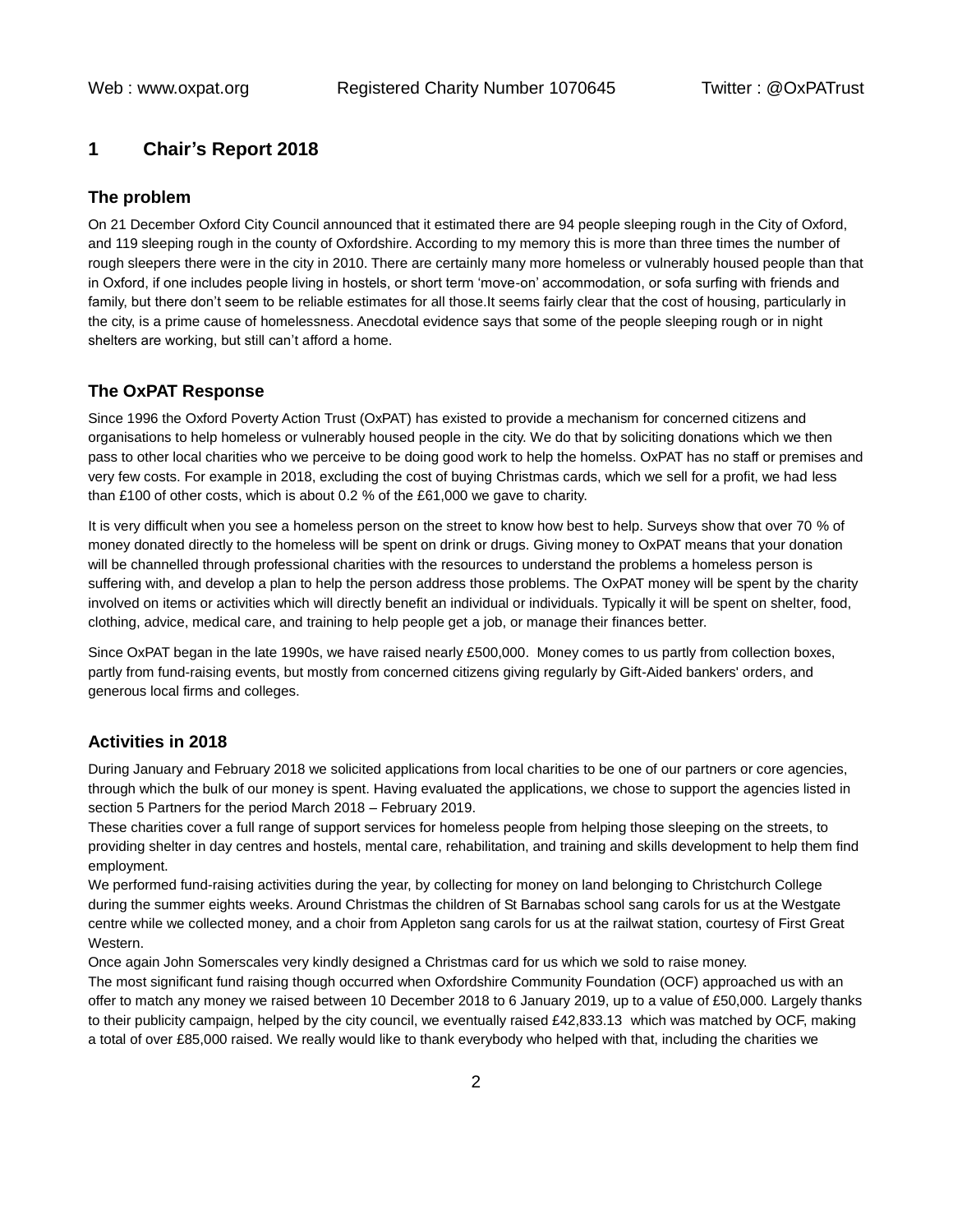# 1 Chair's Report 2018

## The problem

On 21 December Oxford City Council announced that it estimated there are 94 people sleeping rough in the City of Oxford, and 119 sleeping rough in the county of Oxfordshire. According to my memory this is more than three times the number of rough sleepers there were in the city in 2010. There are certainly many more homeless or vulnerably housed people than that in Oxford, if one includes people living in hostels, or short term 'move-on' accommodation, or sofa surfing with friends and family, but there don't seem to be reliable estimates for all those.It seems fairly clear that the cost of housing, particularly in the city, is a prime cause of homelessness. Anecdotal evidence says that some of the people sleeping rough or in night shelters are working, but still can't afford a home.

## The OxPAT Response

Since 1996 the Oxford Poverty Action Trust (OxPAT) has existed to provide a mechanism for concerned citizens and organisations to help homeless or vulnerably housed people in the city. We do that by soliciting donations which we then pass to other local charities who we perceive to be doing good work to help the homelss. OxPAT has no staff or premises and very few costs. For example in 2018, excluding the cost of buying Christmas cards, which we sell for a profit, we had less than £100 of other costs, which is about 0.2 % of the £61,000 we gave to charity.

It is very difficult when you see a homeless person on the street to know how best to help. Surveys show that over 70 % of money donated directly to the homeless will be spent on drink or drugs. Giving money to OxPAT means that your donation will be channelled through professional charities with the resources to understand the problems a homeless person is suffering with, and develop a plan to help the person address those problems. The OxPAT money will be spent by the charity involved on items or activities which will directly benefit an individual or individuals. Typically it will be spent on shelter, food, clothing, advice, medical care, and training to help people get a job, or manage their finances better.

Since OxPAT began in the late 1990s, we have raised nearly £500,000. Money comes to us partly from collection boxes, partly from fund-raising events, but mostly from concerned citizens giving regularly by Gift-Aided bankers' orders, and generous local firms and colleges.

## Activities in 2018

During January and February 2018 we solicited applications from local charities to be one of our partners or core agencies, through which the bulk of our money is spent. Having evaluated the applications, we chose to support the agencies listed in section 5 Partners for the period March 2018 – February 2019.

These charities cover a full range of support services for homeless people from helping those sleeping on the streets, to providing shelter in day centres and hostels, mental care, rehabilitation, and training and skills development to help them find employment.

We performed fund-raising activities during the year, by collecting for money on land belonging to Christchurch College during the summer eights weeks. Around Christmas the children of St Barnabas school sang carols for us at the Westgate centre while we collected money, and a choir from Appleton sang carols for us at the railwat station, courtesy of First Great Western.

Once again John Somerscales very kindly designed a Christmas card for us which we sold to raise money.

The most significant fund raising though occurred when Oxfordshire Community Foundation (OCF) approached us with an offer to match any money we raised between 10 December 2018 to 6 January 2019, up to a value of £50,000. Largely thanks to their publicity campaign, helped by the city council, we eventually raised £42,833.13 which was matched by OCF, making a total of over £85,000 raised. We really would like to thank everybody who helped with that, including the charities we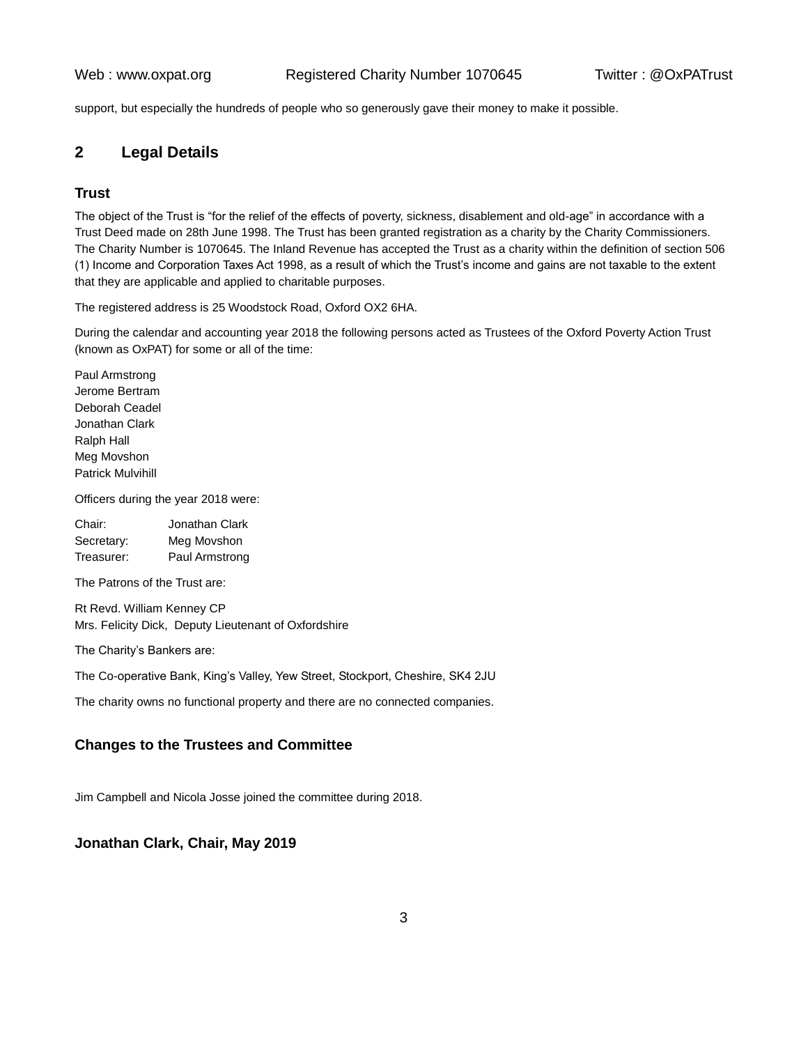support, but especially the hundreds of people who so generously gave their money to make it possible.

## 2 Legal Details

### Trust

The object of the Trust is "for the relief of the effects of poverty, sickness, disablement and old-age" in accordance with a Trust Deed made on 28th June 1998. The Trust has been granted registration as a charity by the Charity Commissioners. The Charity Number is 1070645. The Inland Revenue has accepted the Trust as a charity within the definition of section 506 (1) Income and Corporation Taxes Act 1998, as a result of which the Trust's income and gains are not taxable to the extent that they are applicable and applied to charitable purposes.

The registered address is 25 Woodstock Road, Oxford OX2 6HA.

During the calendar and accounting year 2018 the following persons acted as Trustees of the Oxford Poverty Action Trust (known as OxPAT) for some or all of the time:

Paul Armstrong
Jerome Bertram
Deborah Ceadel
Jonathan Clark
Ralph Hall
Meg Movshon
Patrick Mulvihill

Officers during the year 2018 were:

Chair: Jonathan Clark
Secretary: Meg Movshon
Treasurer: Paul Armstrong

The Patrons of the Trust are:

Rt Revd. William Kenney CP
Mrs. Felicity Dick, Deputy Lieutenant of Oxfordshire

The Charity's Bankers are:

The Co-operative Bank, King's Valley, Yew Street, Stockport, Cheshire, SK4 2JU

The charity owns no functional property and there are no connected companies.

### Changes to the Trustees and Committee

Jim Campbell and Nicola Josse joined the committee during 2018.

### Jonathan Clark, Chair, May 2019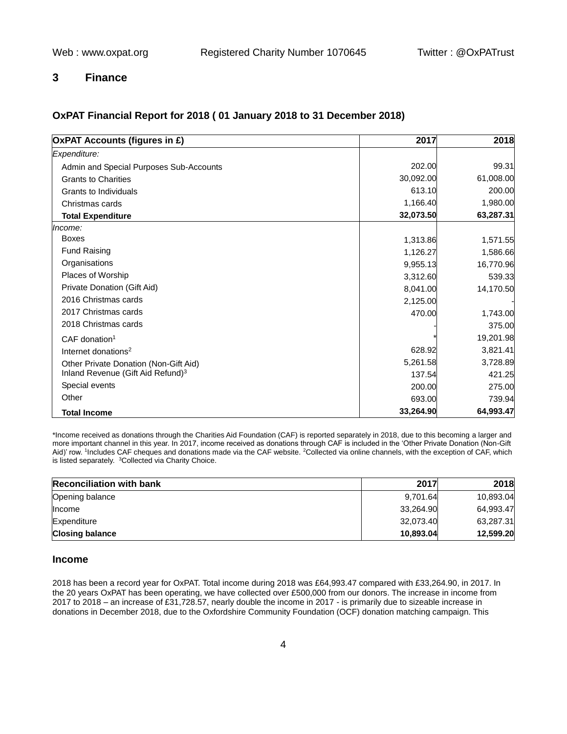## 3 Finance

### OxPAT Financial Report for 2018 ( 01 January 2018 to 31 December 2018)

| OxPAT Accounts (figures in £) | 2017 | 2018 |
|---|---|---|
| *Expenditure:* | | |
| Admin and Special Purposes Sub-Accounts | 202.00 | 99.31 |
| Grants to Charities | 30,092.00 | 61,008.00 |
| Grants to Individuals | 613.10 | 200.00 |
| Christmas cards | 1,166.40 | 1,980.00 |
| **Total Expenditure** | **32,073.50** | **63,287.31** |
| *Income:* | | |
| Boxes | 1,313.86 | 1,571.55 |
| Fund Raising | 1,126.27 | 1,586.66 |
| Organisations | 9,955.13 | 16,770.96 |
| Places of Worship | 3,312.60 | 539.33 |
| Private Donation (Gift Aid) | 8,041.00 | 14,170.50 |
| 2016 Christmas cards | 2,125.00 | - |
| 2017 Christmas cards | 470.00 | 1,743.00 |
| 2018 Christmas cards | - | 375.00 |
| CAF donation[1] | * | 19,201.98 |
| Internet donations[2] | 628.92 | 3,821.41 |
| Other Private Donation (Non-Gift Aid) | 5,261.58 | 3,728.89 |
| Inland Revenue (Gift Aid Refund)[3] | 137.54 | 421.25 |
| Special events | 200.00 | 275.00 |
| Other | 693.00 | 739.94 |
| **Total Income** | **33,264.90** | **64,993.47** |

*Income received as donations through the Charities Aid Foundation (CAF) is reported separately in 2018, due to this becoming a larger and more important channel in this year. In 2017, income received as donations through CAF is included in the 'Other Private Donation (Non-Gift Aid)' row. [1]Includes CAF cheques and donations made via the CAF website. [2]Collected via online channels, with the exception of CAF, which is listed separately. [3]Collected via Charity Choice.

| Reconciliation with bank | 2017 | 2018 |
|---|---|---|
| Opening balance | 9,701.64 | 10,893.04 |
| Income | 33,264.90 | 64,993.47 |
| Expenditure | 32,073.40 | 63,287.31 |
| **Closing balance** | **10,893.04** | **12,599.20** |

### Income

2018 has been a record year for OxPAT. Total income during 2018 was £64,993.47 compared with £33,264.90, in 2017. In the 20 years OxPAT has been operating, we have collected over £500,000 from our donors. The increase in income from 2017 to 2018 – an increase of £31,728.57, nearly double the income in 2017 - is primarily due to sizeable increase in donations in December 2018, due to the Oxfordshire Community Foundation (OCF) donation matching campaign. This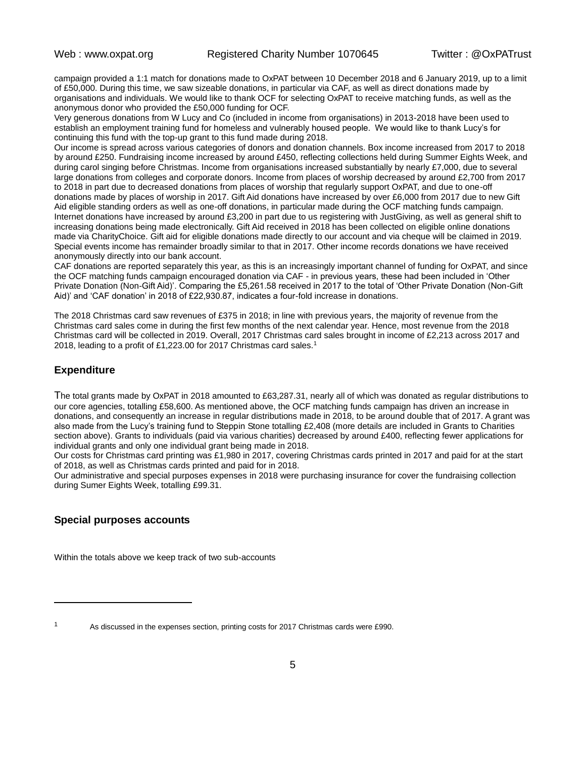campaign provided a 1:1 match for donations made to OxPAT between 10 December 2018 and 6 January 2019, up to a limit of £50,000. During this time, we saw sizeable donations, in particular via CAF, as well as direct donations made by organisations and individuals. We would like to thank OCF for selecting OxPAT to receive matching funds, as well as the anonymous donor who provided the £50,000 funding for OCF.

Very generous donations from W Lucy and Co (included in income from organisations) in 2013-2018 have been used to establish an employment training fund for homeless and vulnerably housed people. We would like to thank Lucy's for continuing this fund with the top-up grant to this fund made during 2018.

Our income is spread across various categories of donors and donation channels. Box income increased from 2017 to 2018 by around £250. Fundraising income increased by around £450, reflecting collections held during Summer Eights Week, and during carol singing before Christmas. Income from organisations increased substantially by nearly £7,000, due to several large donations from colleges and corporate donors. Income from places of worship decreased by around £2,700 from 2017 to 2018 in part due to decreased donations from places of worship that regularly support OxPAT, and due to one-off donations made by places of worship in 2017. Gift Aid donations have increased by over £6,000 from 2017 due to new Gift Aid eligible standing orders as well as one-off donations, in particular made during the OCF matching funds campaign. Internet donations have increased by around £3,200 in part due to us registering with JustGiving, as well as general shift to increasing donations being made electronically. Gift Aid received in 2018 has been collected on eligible online donations made via CharityChoice. Gift aid for eligible donations made directly to our account and via cheque will be claimed in 2019. Special events income has remainder broadly similar to that in 2017. Other income records donations we have received anonymously directly into our bank account.

CAF donations are reported separately this year, as this is an increasingly important channel of funding for OxPAT, and since the OCF matching funds campaign encouraged donation via CAF - in previous years, these had been included in 'Other Private Donation (Non-Gift Aid)'. Comparing the £5,261.58 received in 2017 to the total of 'Other Private Donation (Non-Gift Aid)' and 'CAF donation' in 2018 of £22,930.87, indicates a four-fold increase in donations.

The 2018 Christmas card saw revenues of £375 in 2018; in line with previous years, the majority of revenue from the Christmas card sales come in during the first few months of the next calendar year. Hence, most revenue from the 2018 Christmas card will be collected in 2019. Overall, 2017 Christmas card sales brought in income of £2,213 across 2017 and 2018, leading to a profit of £1,223.00 for 2017 Christmas card sales.[1]

## Expenditure

The total grants made by OxPAT in 2018 amounted to £63,287.31, nearly all of which was donated as regular distributions to our core agencies, totalling £58,600. As mentioned above, the OCF matching funds campaign has driven an increase in donations, and consequently an increase in regular distributions made in 2018, to be around double that of 2017. A grant was also made from the Lucy's training fund to Steppin Stone totalling £2,408 (more details are included in Grants to Charities section above). Grants to individuals (paid via various charities) decreased by around £400, reflecting fewer applications for individual grants and only one individual grant being made in 2018.

Our costs for Christmas card printing was £1,980 in 2017, covering Christmas cards printed in 2017 and paid for at the start of 2018, as well as Christmas cards printed and paid for in 2018.

Our administrative and special purposes expenses in 2018 were purchasing insurance for cover the fundraising collection during Sumer Eights Week, totalling £99.31.

## Special purposes accounts

Within the totals above we keep track of two sub-accounts

---

[1] As discussed in the expenses section, printing costs for 2017 Christmas cards were £990.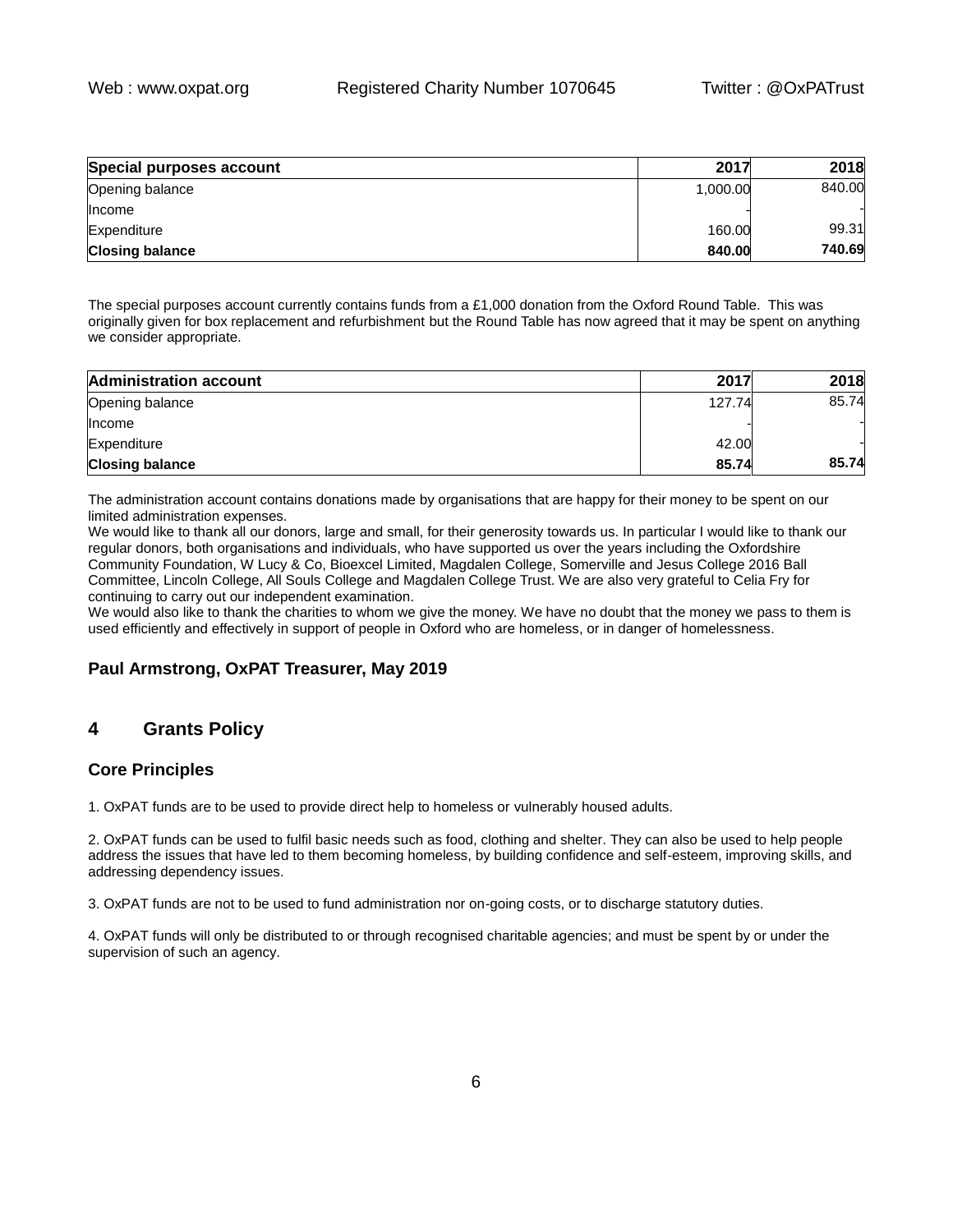| Special purposes account | 2017 | 2018 |
|---|---|---|
| Opening balance | 1,000.00 | 840.00 |
| Income | - | - |
| Expenditure | 160.00 | 99.31 |
| **Closing balance** | **840.00** | **740.69** |

The special purposes account currently contains funds from a £1,000 donation from the Oxford Round Table. This was originally given for box replacement and refurbishment but the Round Table has now agreed that it may be spent on anything we consider appropriate.

| Administration account | 2017 | 2018 |
|---|---|---|
| Opening balance | 127.74 | 85.74 |
| Income | - | - |
| Expenditure | 42.00 | - |
| **Closing balance** | **85.74** | **85.74** |

The administration account contains donations made by organisations that are happy for their money to be spent on our limited administration expenses.

We would like to thank all our donors, large and small, for their generosity towards us. In particular I would like to thank our regular donors, both organisations and individuals, who have supported us over the years including the Oxfordshire Community Foundation, W Lucy & Co, Bioexcel Limited, Magdalen College, Somerville and Jesus College 2016 Ball Committee, Lincoln College, All Souls College and Magdalen College Trust. We are also very grateful to Celia Fry for continuing to carry out our independent examination.

We would also like to thank the charities to whom we give the money. We have no doubt that the money we pass to them is used efficiently and effectively in support of people in Oxford who are homeless, or in danger of homelessness.

**Paul Armstrong, OxPAT Treasurer, May 2019**

## 4 Grants Policy

### Core Principles

1. OxPAT funds are to be used to provide direct help to homeless or vulnerably housed adults.

2. OxPAT funds can be used to fulfil basic needs such as food, clothing and shelter. They can also be used to help people address the issues that have led to them becoming homeless, by building confidence and self-esteem, improving skills, and addressing dependency issues.

3. OxPAT funds are not to be used to fund administration nor on-going costs, or to discharge statutory duties.

4. OxPAT funds will only be distributed to or through recognised charitable agencies; and must be spent by or under the supervision of such an agency.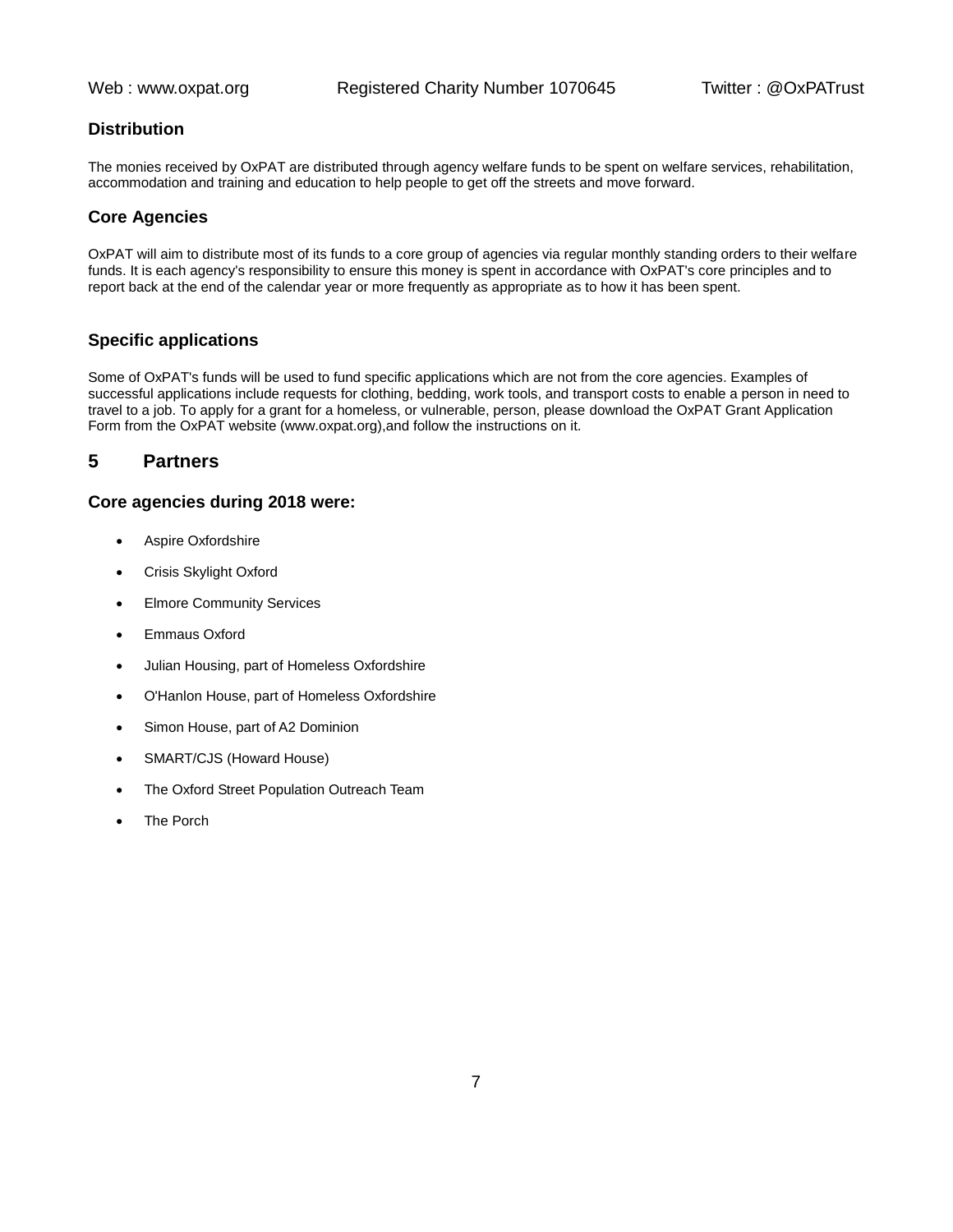### Distribution

The monies received by OxPAT are distributed through agency welfare funds to be spent on welfare services, rehabilitation, accommodation and training and education to help people to get off the streets and move forward.

### Core Agencies

OxPAT will aim to distribute most of its funds to a core group of agencies via regular monthly standing orders to their welfare funds. It is each agency's responsibility to ensure this money is spent in accordance with OxPAT's core principles and to report back at the end of the calendar year or more frequently as appropriate as to how it has been spent.

### Specific applications

Some of OxPAT's funds will be used to fund specific applications which are not from the core agencies. Examples of successful applications include requests for clothing, bedding, work tools, and transport costs to enable a person in need to travel to a job. To apply for a grant for a homeless, or vulnerable, person, please download the OxPAT Grant Application Form from the OxPAT website (www.oxpat.org),and follow the instructions on it.

## 5 Partners

### Core agencies during 2018 were:

- Aspire Oxfordshire
- Crisis Skylight Oxford
- Elmore Community Services
- Emmaus Oxford
- Julian Housing, part of Homeless Oxfordshire
- O'Hanlon House, part of Homeless Oxfordshire
- Simon House, part of A2 Dominion
- SMART/CJS (Howard House)
- The Oxford Street Population Outreach Team
- The Porch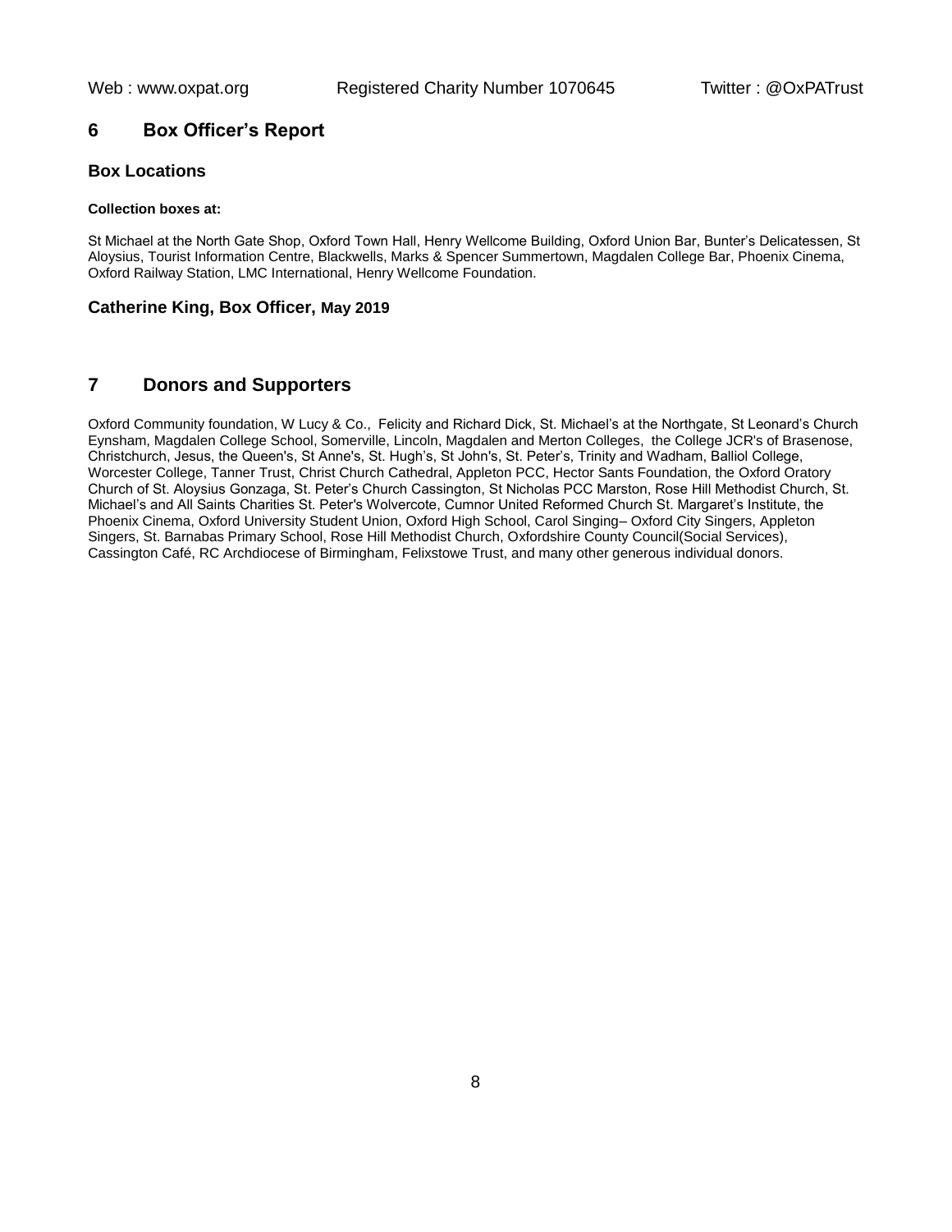## 6 Box Officer's Report

### Box Locations

**Collection boxes at:**

St Michael at the North Gate Shop, Oxford Town Hall, Henry Wellcome Building, Oxford Union Bar, Bunter's Delicatessen, St Aloysius, Tourist Information Centre, Blackwells, Marks & Spencer Summertown, Magdalen College Bar, Phoenix Cinema, Oxford Railway Station, LMC International, Henry Wellcome Foundation.

**Catherine King, Box Officer, May 2019**

## 7 Donors and Supporters

Oxford Community foundation, W Lucy & Co., Felicity and Richard Dick, St. Michael's at the Northgate, St Leonard's Church Eynsham, Magdalen College School, Somerville, Lincoln, Magdalen and Merton Colleges, the College JCR's of Brasenose, Christchurch, Jesus, the Queen's, St Anne's, St. Hugh's, St John's, St. Peter's, Trinity and Wadham, Balliol College, Worcester College, Tanner Trust, Christ Church Cathedral, Appleton PCC, Hector Sants Foundation, the Oxford Oratory Church of St. Aloysius Gonzaga, St. Peter's Church Cassington, St Nicholas PCC Marston, Rose Hill Methodist Church, St. Michael's and All Saints Charities St. Peter's Wolvercote, Cumnor United Reformed Church St. Margaret's Institute, the Phoenix Cinema, Oxford University Student Union, Oxford High School, Carol Singing– Oxford City Singers, Appleton Singers, St. Barnabas Primary School, Rose Hill Methodist Church, Oxfordshire County Council(Social Services), Cassington Café, RC Archdiocese of Birmingham, Felixstowe Trust, and many other generous individual donors.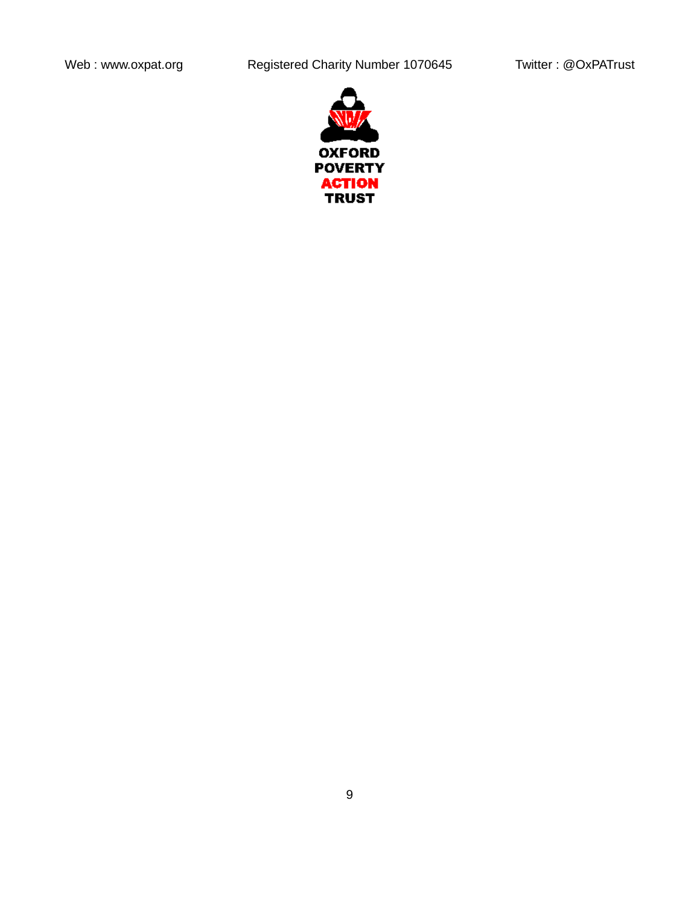OXFORD
POVERTY
ACTION
TRUST